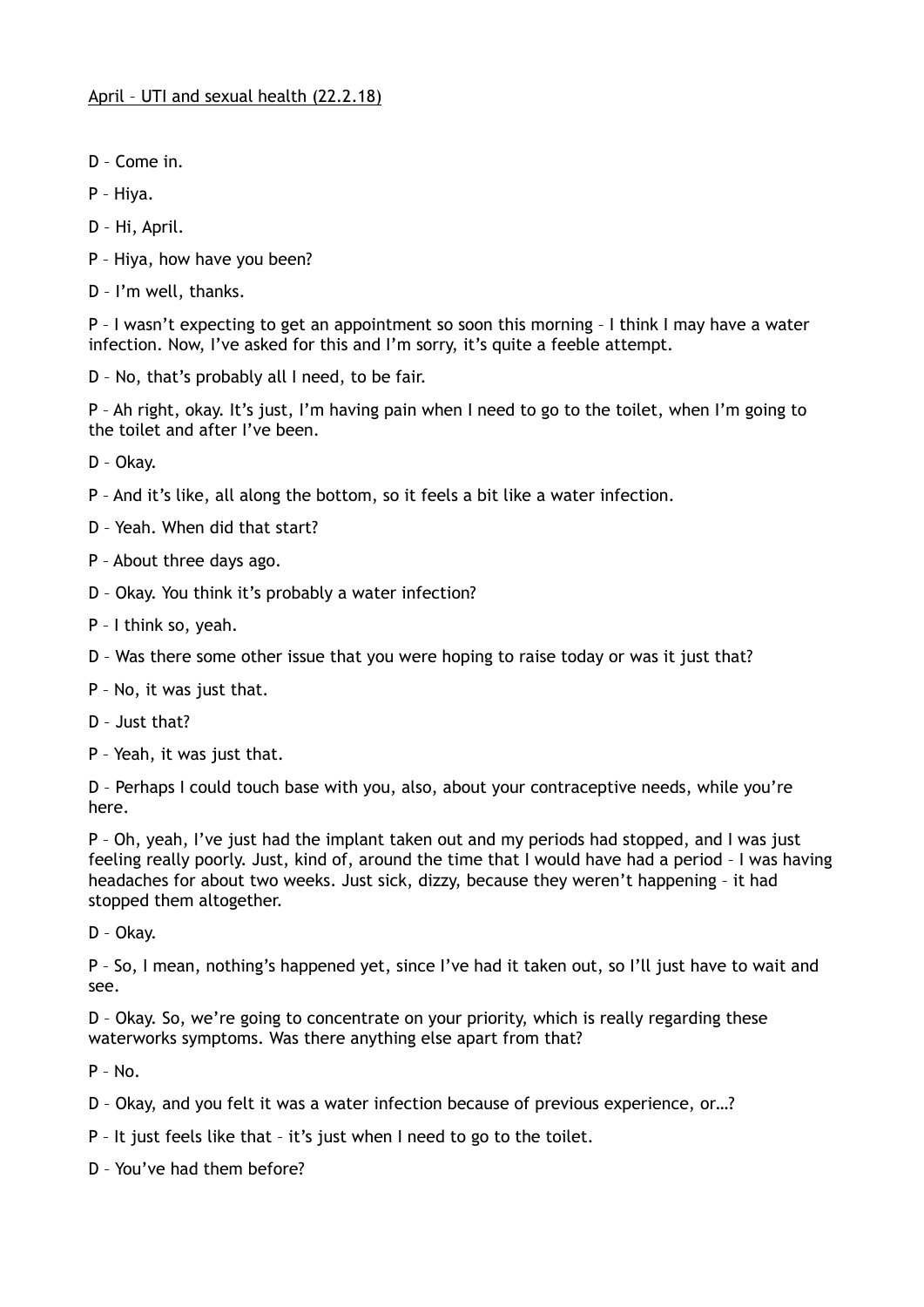<u>April – UTI and sexual health (22.2.18)</u>

D – Come in.

P – Hiya.

D – Hi, April.

P – Hiya, how have you been?

D – I'm well, thanks.

P – I wasn't expecting to get an appointment so soon this morning – I think I may have a water infection. Now, I've asked for this and I'm sorry, it's quite a feeble attempt.

D – No, that's probably all I need, to be fair.

P – Ah right, okay. It's just, I'm having pain when I need to go to the toilet, when I'm going to the toilet and after I've been.

D – Okay.

P – And it's like, all along the bottom, so it feels a bit like a water infection.

D – Yeah. When did that start?

P – About three days ago.

D – Okay. You think it's probably a water infection?

P – I think so, yeah.

D – Was there some other issue that you were hoping to raise today or was it just that?

P – No, it was just that.

D – Just that?

P – Yeah, it was just that.

D – Perhaps I could touch base with you, also, about your contraceptive needs, while you're here.

P – Oh, yeah, I've just had the implant taken out and my periods had stopped, and I was just feeling really poorly. Just, kind of, around the time that I would have had a period – I was having headaches for about two weeks. Just sick, dizzy, because they weren't happening – it had stopped them altogether.

D – Okay.

P – So, I mean, nothing's happened yet, since I've had it taken out, so I'll just have to wait and see.

D – Okay. So, we're going to concentrate on your priority, which is really regarding these waterworks symptoms. Was there anything else apart from that?

P – No.

D – Okay, and you felt it was a water infection because of previous experience, or…?

P – It just feels like that – it's just when I need to go to the toilet.

D – You've had them before?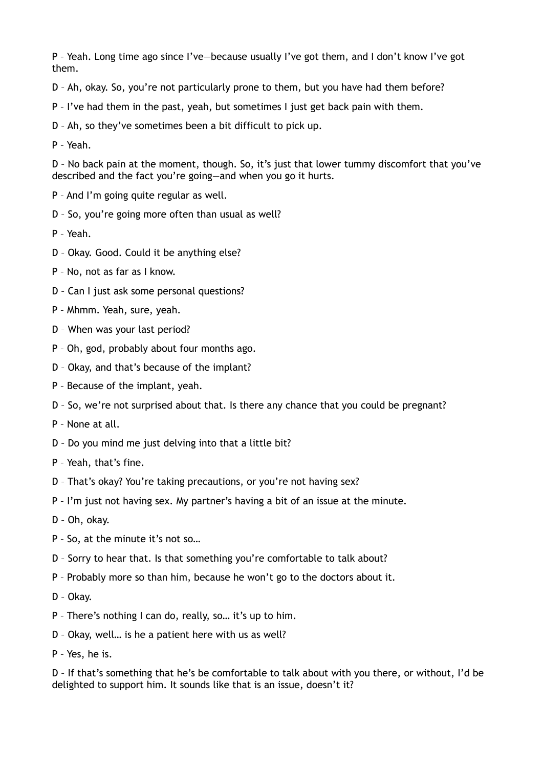P – Yeah. Long time ago since I've—because usually I've got them, and I don't know I've got them.

D – Ah, okay. So, you're not particularly prone to them, but you have had them before?

P – I've had them in the past, yeah, but sometimes I just get back pain with them.

D – Ah, so they've sometimes been a bit difficult to pick up.

P – Yeah.

D – No back pain at the moment, though. So, it's just that lower tummy discomfort that you've described and the fact you're going—and when you go it hurts.

P – And I'm going quite regular as well.

D – So, you're going more often than usual as well?

P – Yeah.

D – Okay. Good. Could it be anything else?

P – No, not as far as I know.

D – Can I just ask some personal questions?

P – Mhmm. Yeah, sure, yeah.

D – When was your last period?

P – Oh, god, probably about four months ago.

D – Okay, and that's because of the implant?

P – Because of the implant, yeah.

D – So, we're not surprised about that. Is there any chance that you could be pregnant?

P – None at all.

D – Do you mind me just delving into that a little bit?

P – Yeah, that's fine.

D – That's okay? You're taking precautions, or you're not having sex?

P – I'm just not having sex. My partner's having a bit of an issue at the minute.

D – Oh, okay.

P – So, at the minute it's not so…

D – Sorry to hear that. Is that something you're comfortable to talk about?

P – Probably more so than him, because he won't go to the doctors about it.

D – Okay.

P – There's nothing I can do, really, so… it's up to him.

D – Okay, well… is he a patient here with us as well?

P – Yes, he is.

D – If that's something that he's be comfortable to talk about with you there, or without, I'd be delighted to support him. It sounds like that is an issue, doesn't it?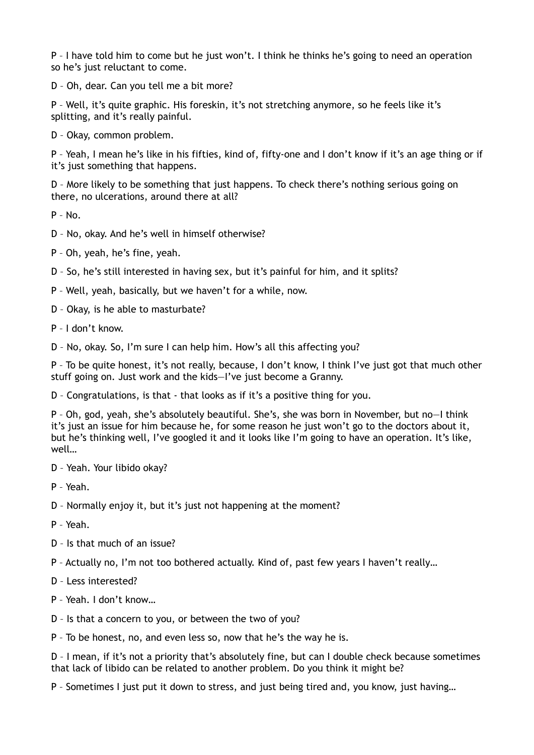P – I have told him to come but he just won't. I think he thinks he's going to need an operation so he's just reluctant to come.

D – Oh, dear. Can you tell me a bit more?

P – Well, it's quite graphic. His foreskin, it's not stretching anymore, so he feels like it's splitting, and it's really painful.

D – Okay, common problem.

P – Yeah, I mean he's like in his fifties, kind of, fifty-one and I don't know if it's an age thing or if it's just something that happens.

D – More likely to be something that just happens. To check there's nothing serious going on there, no ulcerations, around there at all?

P – No.

D – No, okay. And he's well in himself otherwise?

P – Oh, yeah, he's fine, yeah.

D – So, he's still interested in having sex, but it's painful for him, and it splits?

P – Well, yeah, basically, but we haven't for a while, now.

D – Okay, is he able to masturbate?

P – I don't know.

D – No, okay. So, I'm sure I can help him. How's all this affecting you?

P – To be quite honest, it's not really, because, I don't know, I think I've just got that much other stuff going on. Just work and the kids—I've just become a Granny.

D – Congratulations, is that - that looks as if it's a positive thing for you.

P – Oh, god, yeah, she's absolutely beautiful. She's, she was born in November, but no—I think it's just an issue for him because he, for some reason he just won't go to the doctors about it, but he's thinking well, I've googled it and it looks like I'm going to have an operation. It's like, well…

D – Yeah. Your libido okay?

P – Yeah.

D – Normally enjoy it, but it's just not happening at the moment?

P – Yeah.

D – Is that much of an issue?

P – Actually no, I'm not too bothered actually. Kind of, past few years I haven't really…

D – Less interested?

P – Yeah. I don't know…

D – Is that a concern to you, or between the two of you?

P – To be honest, no, and even less so, now that he's the way he is.

D – I mean, if it's not a priority that's absolutely fine, but can I double check because sometimes that lack of libido can be related to another problem. Do you think it might be?

P – Sometimes I just put it down to stress, and just being tired and, you know, just having…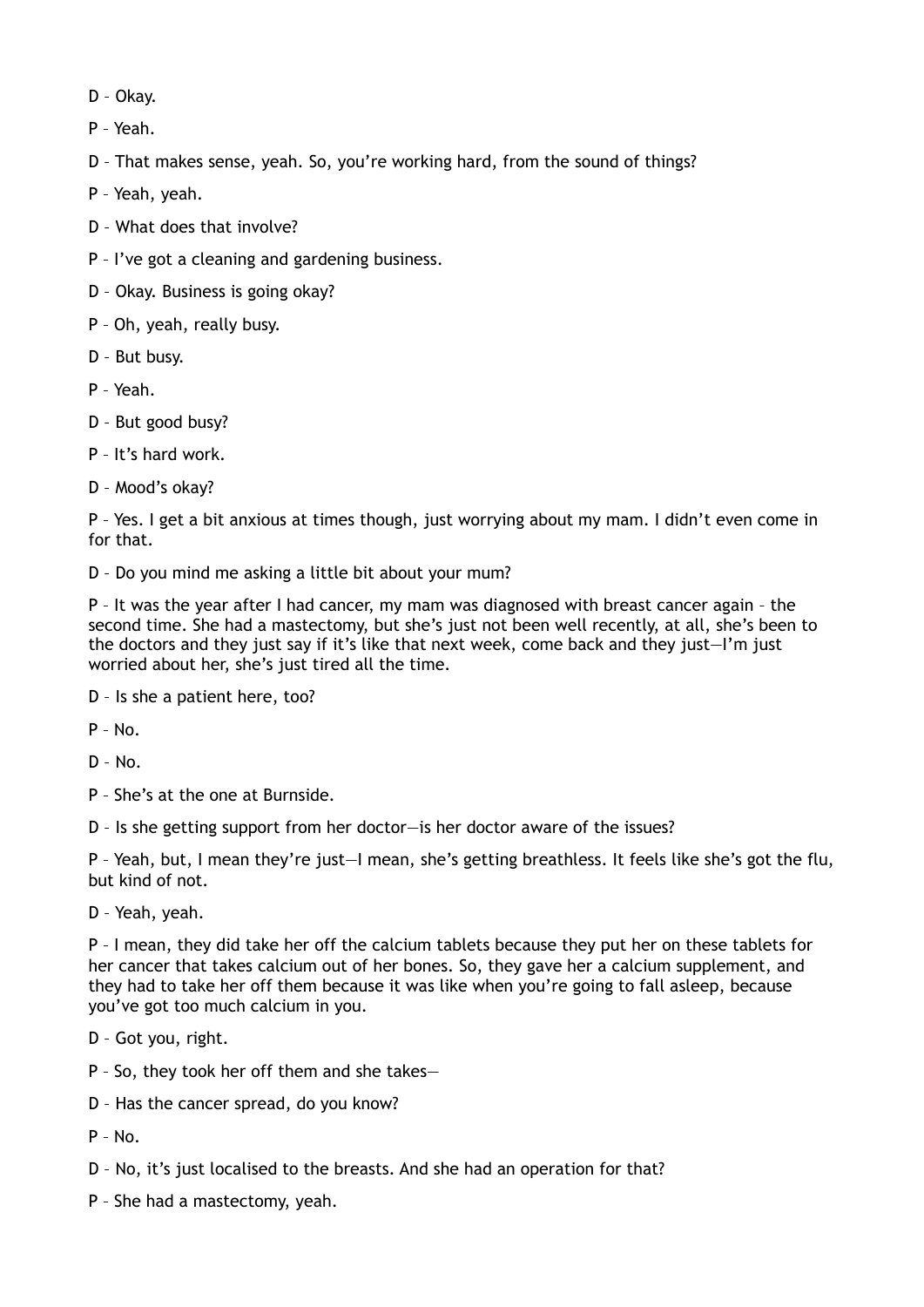D – Okay.

P – Yeah.

D – That makes sense, yeah. So, you're working hard, from the sound of things?

P – Yeah, yeah.

D – What does that involve?

P – I've got a cleaning and gardening business.

D – Okay. Business is going okay?

P – Oh, yeah, really busy.

D – But busy.

P – Yeah.

D – But good busy?

P – It's hard work.

D – Mood's okay?

P – Yes. I get a bit anxious at times though, just worrying about my mam. I didn't even come in for that.

D – Do you mind me asking a little bit about your mum?

P – It was the year after I had cancer, my mam was diagnosed with breast cancer again – the second time. She had a mastectomy, but she's just not been well recently, at all, she's been to the doctors and they just say if it's like that next week, come back and they just—I'm just worried about her, she's just tired all the time.

D – Is she a patient here, too?

P – No.

D – No.

P – She's at the one at Burnside.

D – Is she getting support from her doctor—is her doctor aware of the issues?

P – Yeah, but, I mean they're just—I mean, she's getting breathless. It feels like she's got the flu, but kind of not.

D – Yeah, yeah.

P – I mean, they did take her off the calcium tablets because they put her on these tablets for her cancer that takes calcium out of her bones. So, they gave her a calcium supplement, and they had to take her off them because it was like when you're going to fall asleep, because you've got too much calcium in you.

D – Got you, right.

P – So, they took her off them and she takes—

D – Has the cancer spread, do you know?

P – No.

D – No, it's just localised to the breasts. And she had an operation for that?

P – She had a mastectomy, yeah.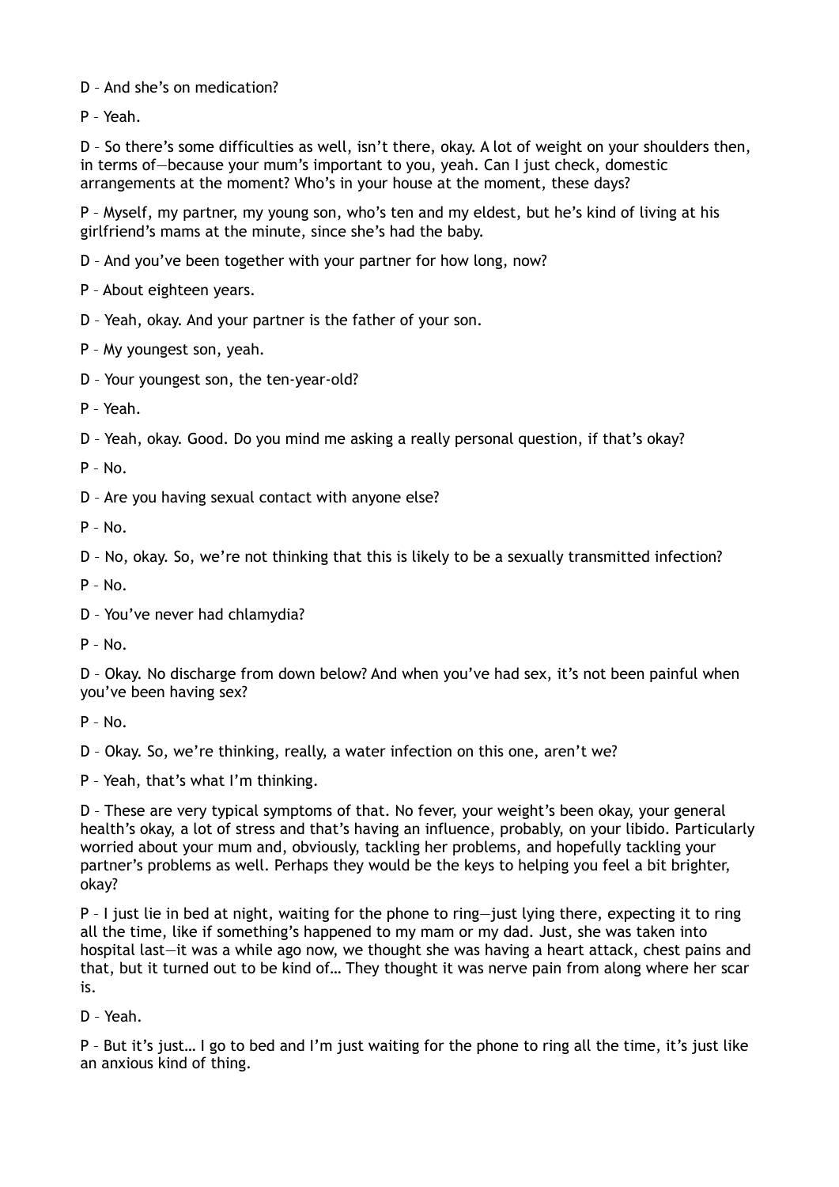D – And she's on medication?

P – Yeah.

D – So there's some difficulties as well, isn't there, okay. A lot of weight on your shoulders then, in terms of—because your mum's important to you, yeah. Can I just check, domestic arrangements at the moment? Who's in your house at the moment, these days?

P – Myself, my partner, my young son, who's ten and my eldest, but he's kind of living at his girlfriend's mams at the minute, since she's had the baby.

D – And you've been together with your partner for how long, now?

P – About eighteen years.

D – Yeah, okay. And your partner is the father of your son.

P – My youngest son, yeah.

D – Your youngest son, the ten-year-old?

P – Yeah.

D – Yeah, okay. Good. Do you mind me asking a really personal question, if that's okay?

P – No.

D – Are you having sexual contact with anyone else?

P – No.

D – No, okay. So, we're not thinking that this is likely to be a sexually transmitted infection?

P – No.

D – You've never had chlamydia?

P – No.

D – Okay. No discharge from down below? And when you've had sex, it's not been painful when you've been having sex?

P – No.

D – Okay. So, we're thinking, really, a water infection on this one, aren't we?

P – Yeah, that's what I'm thinking.

D – These are very typical symptoms of that. No fever, your weight's been okay, your general health's okay, a lot of stress and that's having an influence, probably, on your libido. Particularly worried about your mum and, obviously, tackling her problems, and hopefully tackling your partner's problems as well. Perhaps they would be the keys to helping you feel a bit brighter, okay?

P – I just lie in bed at night, waiting for the phone to ring—just lying there, expecting it to ring all the time, like if something's happened to my mam or my dad. Just, she was taken into hospital last—it was a while ago now, we thought she was having a heart attack, chest pains and that, but it turned out to be kind of… They thought it was nerve pain from along where her scar is.

D – Yeah.

P – But it's just… I go to bed and I'm just waiting for the phone to ring all the time, it's just like an anxious kind of thing.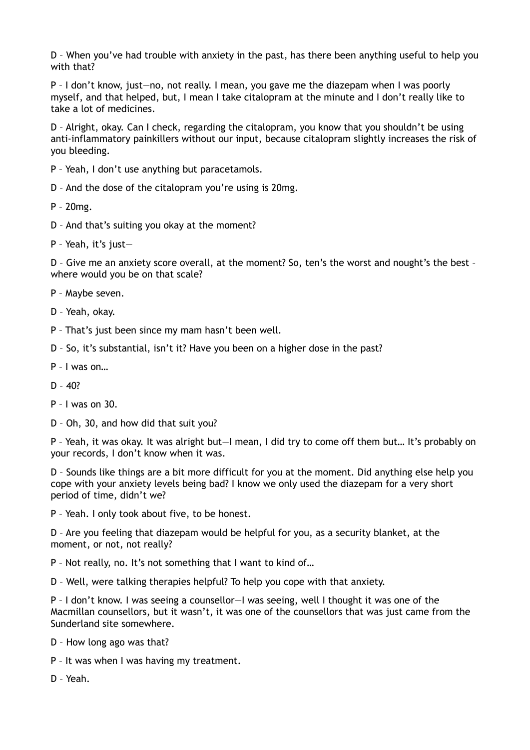D – When you've had trouble with anxiety in the past, has there been anything useful to help you with that?

P – I don't know, just—no, not really. I mean, you gave me the diazepam when I was poorly myself, and that helped, but, I mean I take citalopram at the minute and I don't really like to take a lot of medicines.

D – Alright, okay. Can I check, regarding the citalopram, you know that you shouldn't be using anti-inflammatory painkillers without our input, because citalopram slightly increases the risk of you bleeding.

P – Yeah, I don't use anything but paracetamols.

D – And the dose of the citalopram you're using is 20mg.

P – 20mg.

D – And that's suiting you okay at the moment?

P – Yeah, it's just—

D – Give me an anxiety score overall, at the moment? So, ten's the worst and nought's the best – where would you be on that scale?

P – Maybe seven.

D – Yeah, okay.

P – That's just been since my mam hasn't been well.

D – So, it's substantial, isn't it? Have you been on a higher dose in the past?

P – I was on…

D – 40?

P – I was on 30.

D – Oh, 30, and how did that suit you?

P – Yeah, it was okay. It was alright but—I mean, I did try to come off them but… It's probably on your records, I don't know when it was.

D – Sounds like things are a bit more difficult for you at the moment. Did anything else help you cope with your anxiety levels being bad? I know we only used the diazepam for a very short period of time, didn't we?

P – Yeah. I only took about five, to be honest.

D – Are you feeling that diazepam would be helpful for you, as a security blanket, at the moment, or not, not really?

P – Not really, no. It's not something that I want to kind of…

D – Well, were talking therapies helpful? To help you cope with that anxiety.

P – I don't know. I was seeing a counsellor—I was seeing, well I thought it was one of the Macmillan counsellors, but it wasn't, it was one of the counsellors that was just came from the Sunderland site somewhere.

D – How long ago was that?

P – It was when I was having my treatment.

D – Yeah.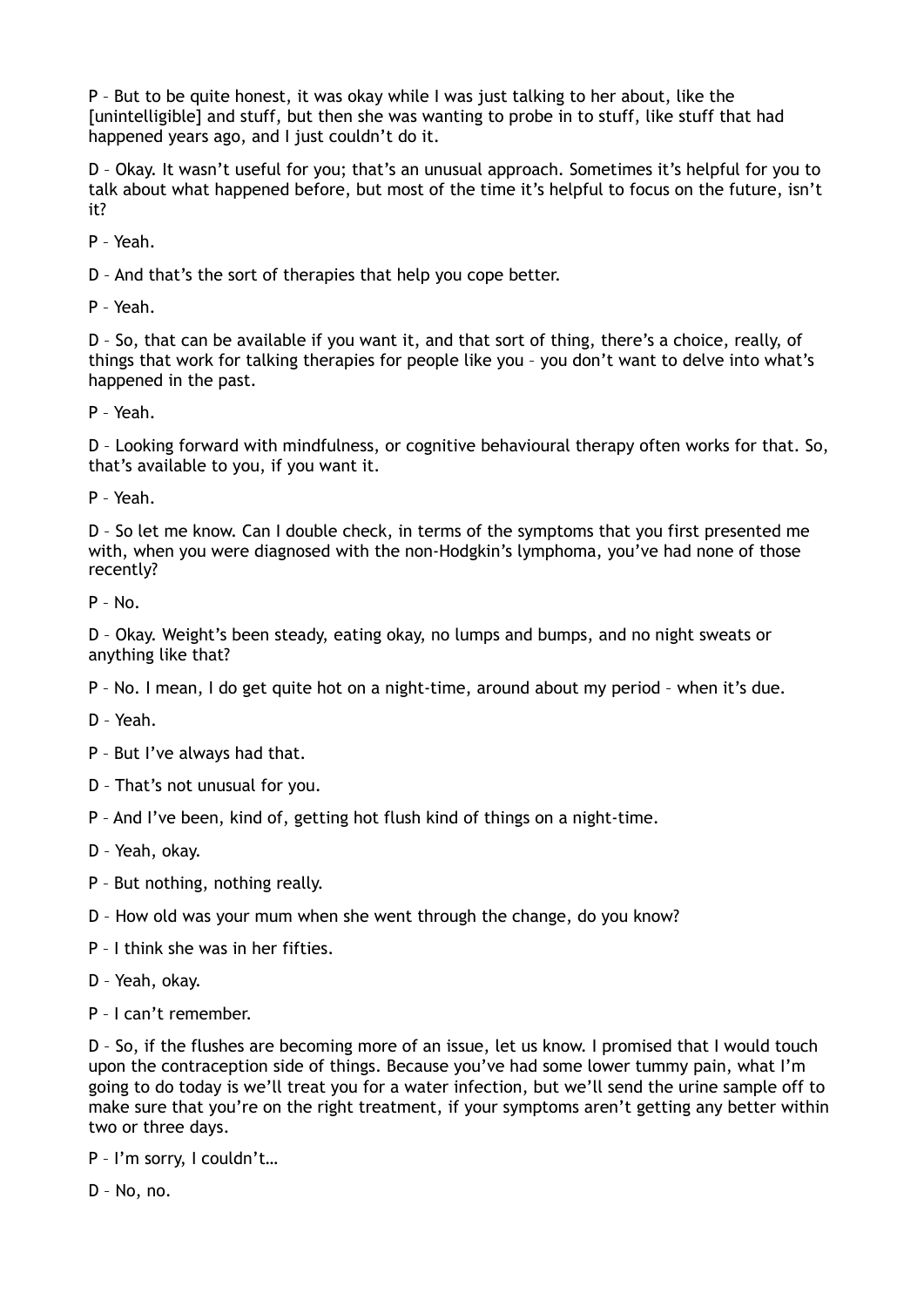P – But to be quite honest, it was okay while I was just talking to her about, like the [unintelligible] and stuff, but then she was wanting to probe in to stuff, like stuff that had happened years ago, and I just couldn't do it.

D – Okay. It wasn't useful for you; that's an unusual approach. Sometimes it's helpful for you to talk about what happened before, but most of the time it's helpful to focus on the future, isn't it?

P – Yeah.

D – And that's the sort of therapies that help you cope better.

P – Yeah.

D – So, that can be available if you want it, and that sort of thing, there's a choice, really, of things that work for talking therapies for people like you – you don't want to delve into what's happened in the past.

P – Yeah.

D – Looking forward with mindfulness, or cognitive behavioural therapy often works for that. So, that's available to you, if you want it.

P – Yeah.

D – So let me know. Can I double check, in terms of the symptoms that you first presented me with, when you were diagnosed with the non-Hodgkin's lymphoma, you've had none of those recently?

P – No.

D – Okay. Weight's been steady, eating okay, no lumps and bumps, and no night sweats or anything like that?

P – No. I mean, I do get quite hot on a night-time, around about my period – when it's due.

D – Yeah.

P – But I've always had that.

D – That's not unusual for you.

P – And I've been, kind of, getting hot flush kind of things on a night-time.

D – Yeah, okay.

P – But nothing, nothing really.

D – How old was your mum when she went through the change, do you know?

P – I think she was in her fifties.

D – Yeah, okay.

P – I can't remember.

D – So, if the flushes are becoming more of an issue, let us know. I promised that I would touch upon the contraception side of things. Because you've had some lower tummy pain, what I'm going to do today is we'll treat you for a water infection, but we'll send the urine sample off to make sure that you're on the right treatment, if your symptoms aren't getting any better within two or three days.

P – I'm sorry, I couldn't…

D – No, no.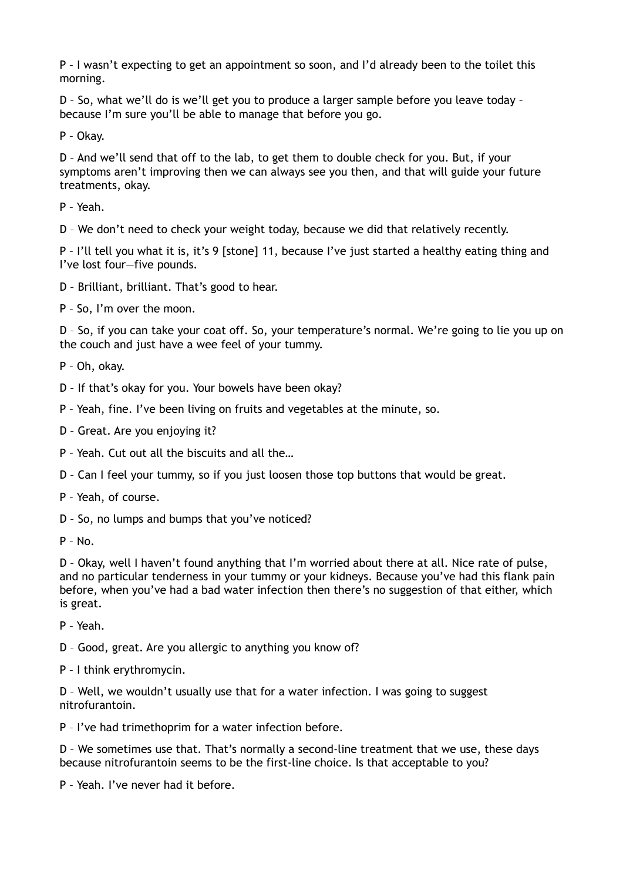P – I wasn't expecting to get an appointment so soon, and I'd already been to the toilet this morning.

D – So, what we'll do is we'll get you to produce a larger sample before you leave today – because I'm sure you'll be able to manage that before you go.

P – Okay.

D – And we'll send that off to the lab, to get them to double check for you. But, if your symptoms aren't improving then we can always see you then, and that will guide your future treatments, okay.

P – Yeah.

D – We don't need to check your weight today, because we did that relatively recently.

P – I'll tell you what it is, it's 9 [stone] 11, because I've just started a healthy eating thing and I've lost four—five pounds.

D – Brilliant, brilliant. That's good to hear.

P – So, I'm over the moon.

D – So, if you can take your coat off. So, your temperature's normal. We're going to lie you up on the couch and just have a wee feel of your tummy.

P – Oh, okay.

D – If that's okay for you. Your bowels have been okay?

P – Yeah, fine. I've been living on fruits and vegetables at the minute, so.

D – Great. Are you enjoying it?

P – Yeah. Cut out all the biscuits and all the…

D – Can I feel your tummy, so if you just loosen those top buttons that would be great.

P – Yeah, of course.

D – So, no lumps and bumps that you've noticed?

P – No.

D – Okay, well I haven't found anything that I'm worried about there at all. Nice rate of pulse, and no particular tenderness in your tummy or your kidneys. Because you've had this flank pain before, when you've had a bad water infection then there's no suggestion of that either, which is great.

P – Yeah.

D – Good, great. Are you allergic to anything you know of?

P – I think erythromycin.

D – Well, we wouldn't usually use that for a water infection. I was going to suggest nitrofurantoin.

P – I've had trimethoprim for a water infection before.

D – We sometimes use that. That's normally a second-line treatment that we use, these days because nitrofurantoin seems to be the first-line choice. Is that acceptable to you?

P – Yeah. I've never had it before.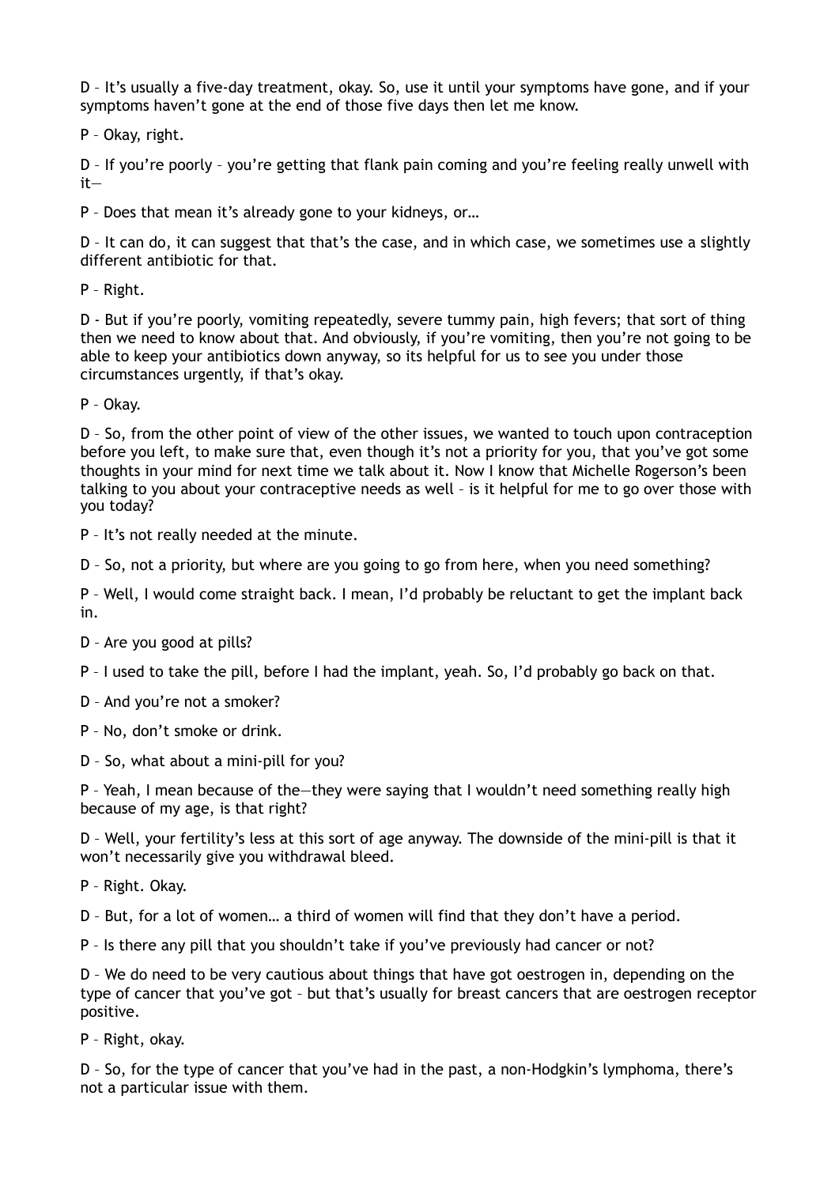D – It's usually a five-day treatment, okay. So, use it until your symptoms have gone, and if your symptoms haven't gone at the end of those five days then let me know.

P – Okay, right.

D – If you're poorly – you're getting that flank pain coming and you're feeling really unwell with it—

P – Does that mean it's already gone to your kidneys, or…

D – It can do, it can suggest that that's the case, and in which case, we sometimes use a slightly different antibiotic for that.

P – Right.

D - But if you're poorly, vomiting repeatedly, severe tummy pain, high fevers; that sort of thing then we need to know about that. And obviously, if you're vomiting, then you're not going to be able to keep your antibiotics down anyway, so its helpful for us to see you under those circumstances urgently, if that's okay.

P – Okay.

D – So, from the other point of view of the other issues, we wanted to touch upon contraception before you left, to make sure that, even though it's not a priority for you, that you've got some thoughts in your mind for next time we talk about it. Now I know that Michelle Rogerson's been talking to you about your contraceptive needs as well – is it helpful for me to go over those with you today?

P – It's not really needed at the minute.

D – So, not a priority, but where are you going to go from here, when you need something?

P – Well, I would come straight back. I mean, I'd probably be reluctant to get the implant back in.

D – Are you good at pills?

P – I used to take the pill, before I had the implant, yeah. So, I'd probably go back on that.

D – And you're not a smoker?

P – No, don't smoke or drink.

D – So, what about a mini-pill for you?

P – Yeah, I mean because of the—they were saying that I wouldn't need something really high because of my age, is that right?

D – Well, your fertility's less at this sort of age anyway. The downside of the mini-pill is that it won't necessarily give you withdrawal bleed.

P – Right. Okay.

D – But, for a lot of women… a third of women will find that they don't have a period.

P – Is there any pill that you shouldn't take if you've previously had cancer or not?

D – We do need to be very cautious about things that have got oestrogen in, depending on the type of cancer that you've got – but that's usually for breast cancers that are oestrogen receptor positive.

P – Right, okay.

D – So, for the type of cancer that you've had in the past, a non-Hodgkin's lymphoma, there's not a particular issue with them.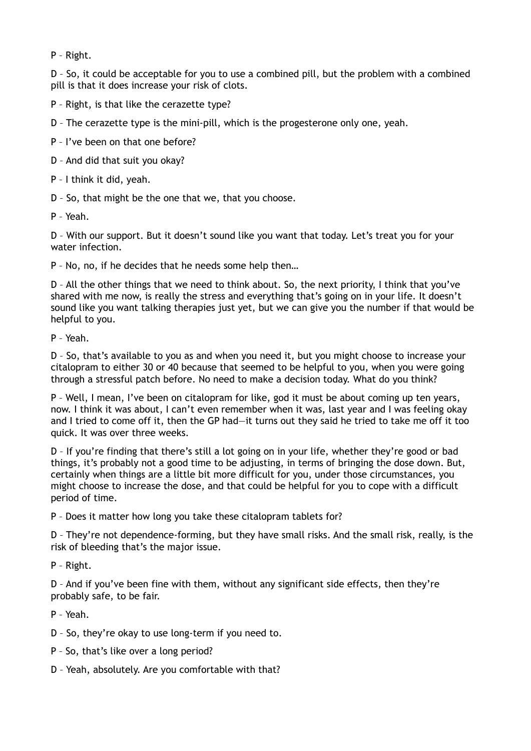P – Right.

D – So, it could be acceptable for you to use a combined pill, but the problem with a combined pill is that it does increase your risk of clots.

P – Right, is that like the cerazette type?

D – The cerazette type is the mini-pill, which is the progesterone only one, yeah.

P – I've been on that one before?

D – And did that suit you okay?

P – I think it did, yeah.

D – So, that might be the one that we, that you choose.

P – Yeah.

D – With our support. But it doesn't sound like you want that today. Let's treat you for your water infection.

P – No, no, if he decides that he needs some help then…

D – All the other things that we need to think about. So, the next priority, I think that you've shared with me now, is really the stress and everything that's going on in your life. It doesn't sound like you want talking therapies just yet, but we can give you the number if that would be helpful to you.

P – Yeah.

D – So, that's available to you as and when you need it, but you might choose to increase your citalopram to either 30 or 40 because that seemed to be helpful to you, when you were going through a stressful patch before. No need to make a decision today. What do you think?

P – Well, I mean, I've been on citalopram for like, god it must be about coming up ten years, now. I think it was about, I can't even remember when it was, last year and I was feeling okay and I tried to come off it, then the GP had—it turns out they said he tried to take me off it too quick. It was over three weeks.

D – If you're finding that there's still a lot going on in your life, whether they're good or bad things, it's probably not a good time to be adjusting, in terms of bringing the dose down. But, certainly when things are a little bit more difficult for you, under those circumstances, you might choose to increase the dose, and that could be helpful for you to cope with a difficult period of time.

P – Does it matter how long you take these citalopram tablets for?

D – They're not dependence-forming, but they have small risks. And the small risk, really, is the risk of bleeding that's the major issue.

P – Right.

D – And if you've been fine with them, without any significant side effects, then they're probably safe, to be fair.

P – Yeah.

D – So, they're okay to use long-term if you need to.

P – So, that's like over a long period?

D – Yeah, absolutely. Are you comfortable with that?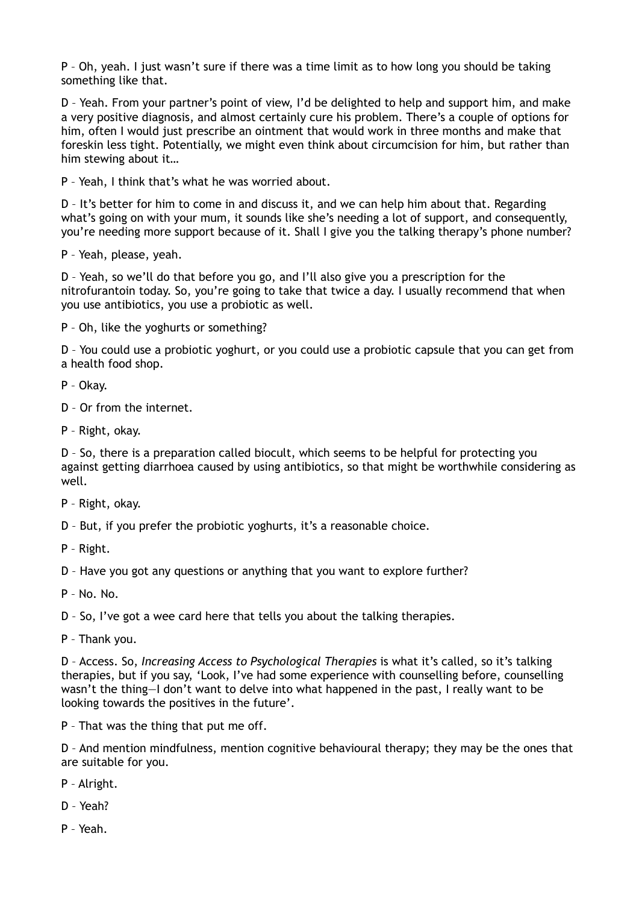P – Oh, yeah. I just wasn't sure if there was a time limit as to how long you should be taking something like that.

D – Yeah. From your partner's point of view, I'd be delighted to help and support him, and make a very positive diagnosis, and almost certainly cure his problem. There's a couple of options for him, often I would just prescribe an ointment that would work in three months and make that foreskin less tight. Potentially, we might even think about circumcision for him, but rather than him stewing about it…

P – Yeah, I think that's what he was worried about.

D – It's better for him to come in and discuss it, and we can help him about that. Regarding what's going on with your mum, it sounds like she's needing a lot of support, and consequently, you're needing more support because of it. Shall I give you the talking therapy's phone number?

P – Yeah, please, yeah.

D – Yeah, so we'll do that before you go, and I'll also give you a prescription for the nitrofurantoin today. So, you're going to take that twice a day. I usually recommend that when you use antibiotics, you use a probiotic as well.

P – Oh, like the yoghurts or something?

D – You could use a probiotic yoghurt, or you could use a probiotic capsule that you can get from a health food shop.

P – Okay.

D – Or from the internet.

P – Right, okay.

D – So, there is a preparation called biocult, which seems to be helpful for protecting you against getting diarrhoea caused by using antibiotics, so that might be worthwhile considering as well.

P – Right, okay.

D – But, if you prefer the probiotic yoghurts, it's a reasonable choice.

P – Right.

D – Have you got any questions or anything that you want to explore further?

P – No. No.

D – So, I've got a wee card here that tells you about the talking therapies.

P – Thank you.

D – Access. So, *Increasing Access to Psychological Therapies* is what it's called, so it's talking therapies, but if you say, 'Look, I've had some experience with counselling before, counselling wasn't the thing—I don't want to delve into what happened in the past, I really want to be looking towards the positives in the future'.

P – That was the thing that put me off.

D – And mention mindfulness, mention cognitive behavioural therapy; they may be the ones that are suitable for you.

P – Alright.

D – Yeah?

P – Yeah.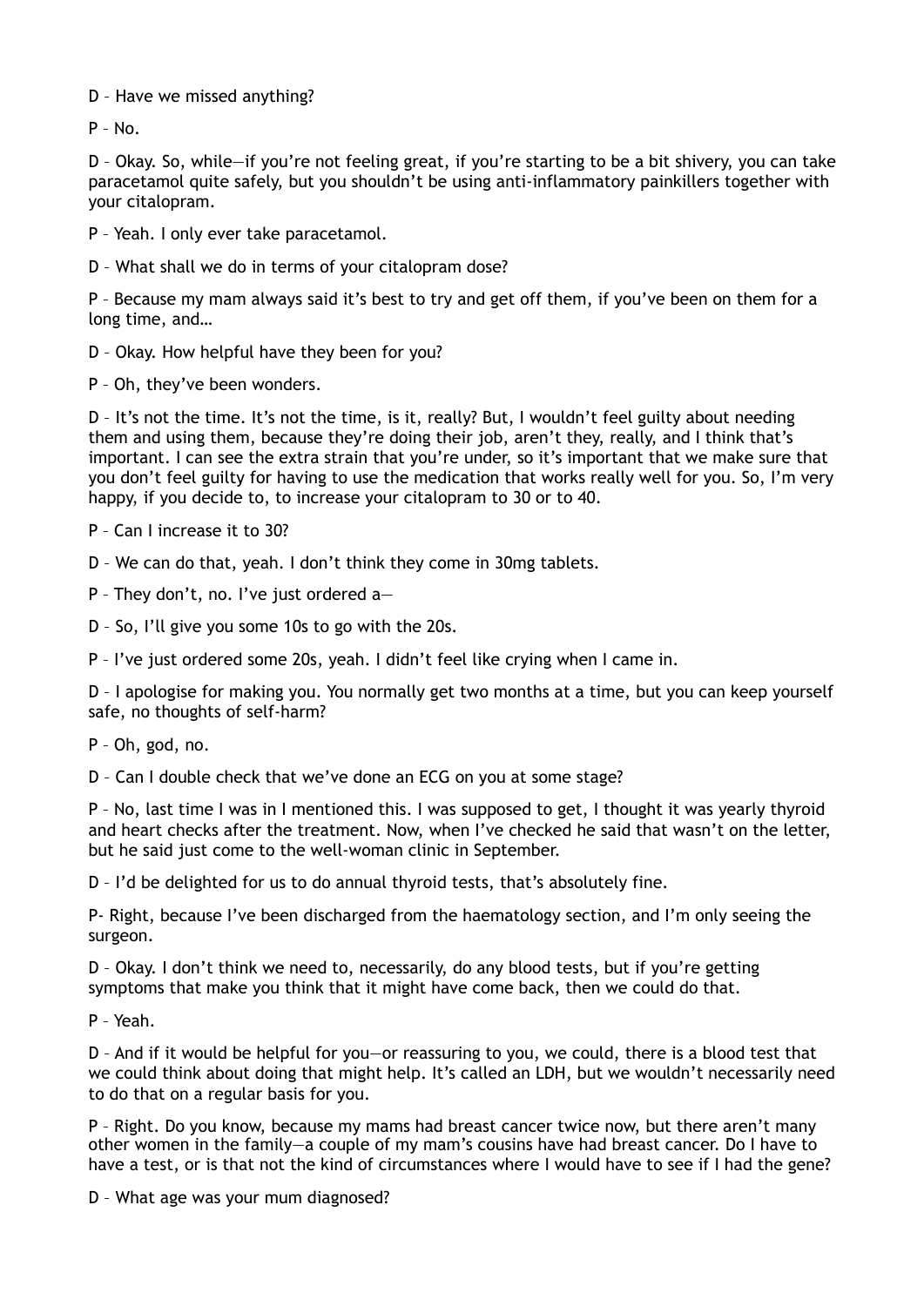D – Have we missed anything?

P – No.

D – Okay. So, while—if you're not feeling great, if you're starting to be a bit shivery, you can take paracetamol quite safely, but you shouldn't be using anti-inflammatory painkillers together with your citalopram.

P – Yeah. I only ever take paracetamol.

D – What shall we do in terms of your citalopram dose?

P – Because my mam always said it's best to try and get off them, if you've been on them for a long time, and…

D – Okay. How helpful have they been for you?

P – Oh, they've been wonders.

D – It's not the time. It's not the time, is it, really? But, I wouldn't feel guilty about needing them and using them, because they're doing their job, aren't they, really, and I think that's important. I can see the extra strain that you're under, so it's important that we make sure that you don't feel guilty for having to use the medication that works really well for you. So, I'm very happy, if you decide to, to increase your citalopram to 30 or to 40.

P – Can I increase it to 30?

D – We can do that, yeah. I don't think they come in 30mg tablets.

P – They don't, no. I've just ordered a—

D – So, I'll give you some 10s to go with the 20s.

P – I've just ordered some 20s, yeah. I didn't feel like crying when I came in.

D – I apologise for making you. You normally get two months at a time, but you can keep yourself safe, no thoughts of self-harm?

P – Oh, god, no.

D – Can I double check that we've done an ECG on you at some stage?

P – No, last time I was in I mentioned this. I was supposed to get, I thought it was yearly thyroid and heart checks after the treatment. Now, when I've checked he said that wasn't on the letter, but he said just come to the well-woman clinic in September.

D – I'd be delighted for us to do annual thyroid tests, that's absolutely fine.

P- Right, because I've been discharged from the haematology section, and I'm only seeing the surgeon.

D – Okay. I don't think we need to, necessarily, do any blood tests, but if you're getting symptoms that make you think that it might have come back, then we could do that.

P – Yeah.

D – And if it would be helpful for you—or reassuring to you, we could, there is a blood test that we could think about doing that might help. It's called an LDH, but we wouldn't necessarily need to do that on a regular basis for you.

P – Right. Do you know, because my mams had breast cancer twice now, but there aren't many other women in the family—a couple of my mam's cousins have had breast cancer. Do I have to have a test, or is that not the kind of circumstances where I would have to see if I had the gene?

D – What age was your mum diagnosed?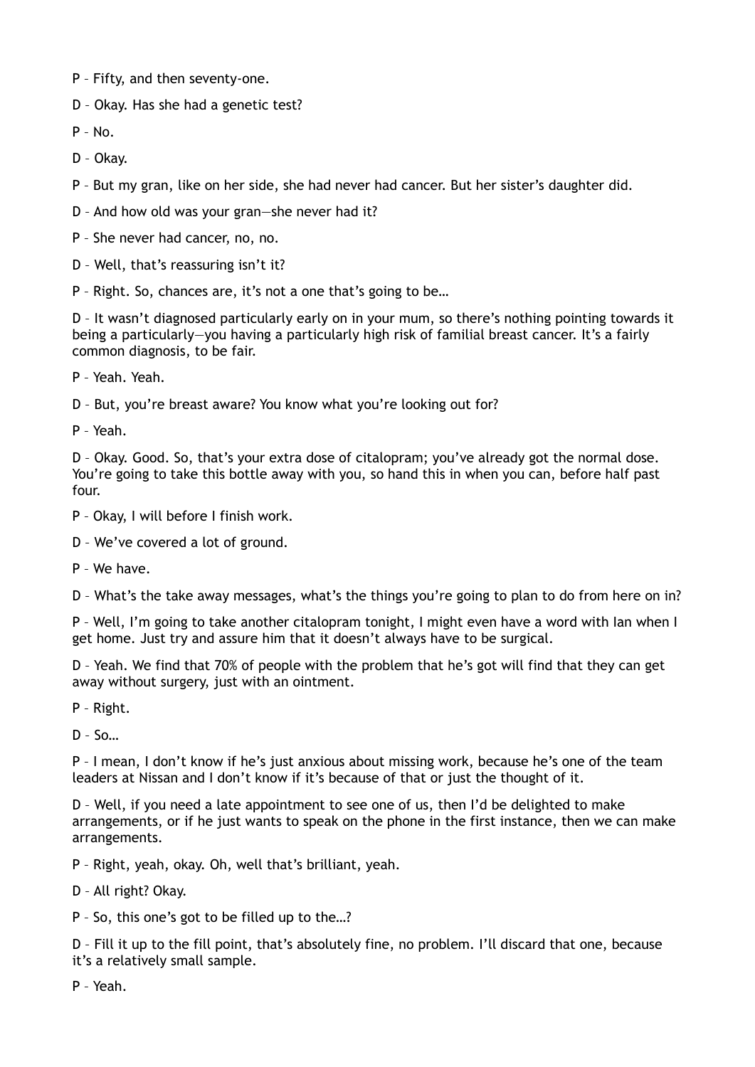P – Fifty, and then seventy-one.

D – Okay. Has she had a genetic test?

P – No.

D – Okay.

P – But my gran, like on her side, she had never had cancer. But her sister's daughter did.

D – And how old was your gran—she never had it?

P – She never had cancer, no, no.

D – Well, that's reassuring isn't it?

P – Right. So, chances are, it's not a one that's going to be…

D – It wasn't diagnosed particularly early on in your mum, so there's nothing pointing towards it being a particularly—you having a particularly high risk of familial breast cancer. It's a fairly common diagnosis, to be fair.

P – Yeah. Yeah.

D – But, you're breast aware? You know what you're looking out for?

P – Yeah.

D – Okay. Good. So, that's your extra dose of citalopram; you've already got the normal dose. You're going to take this bottle away with you, so hand this in when you can, before half past four.

P – Okay, I will before I finish work.

D – We've covered a lot of ground.

P – We have.

D – What's the take away messages, what's the things you're going to plan to do from here on in?

P – Well, I'm going to take another citalopram tonight, I might even have a word with Ian when I get home. Just try and assure him that it doesn't always have to be surgical.

D – Yeah. We find that 70% of people with the problem that he's got will find that they can get away without surgery, just with an ointment.

P – Right.

D – So…

P – I mean, I don't know if he's just anxious about missing work, because he's one of the team leaders at Nissan and I don't know if it's because of that or just the thought of it.

D – Well, if you need a late appointment to see one of us, then I'd be delighted to make arrangements, or if he just wants to speak on the phone in the first instance, then we can make arrangements.

P – Right, yeah, okay. Oh, well that's brilliant, yeah.

D – All right? Okay.

P – So, this one's got to be filled up to the…?

D – Fill it up to the fill point, that's absolutely fine, no problem. I'll discard that one, because it's a relatively small sample.

P – Yeah.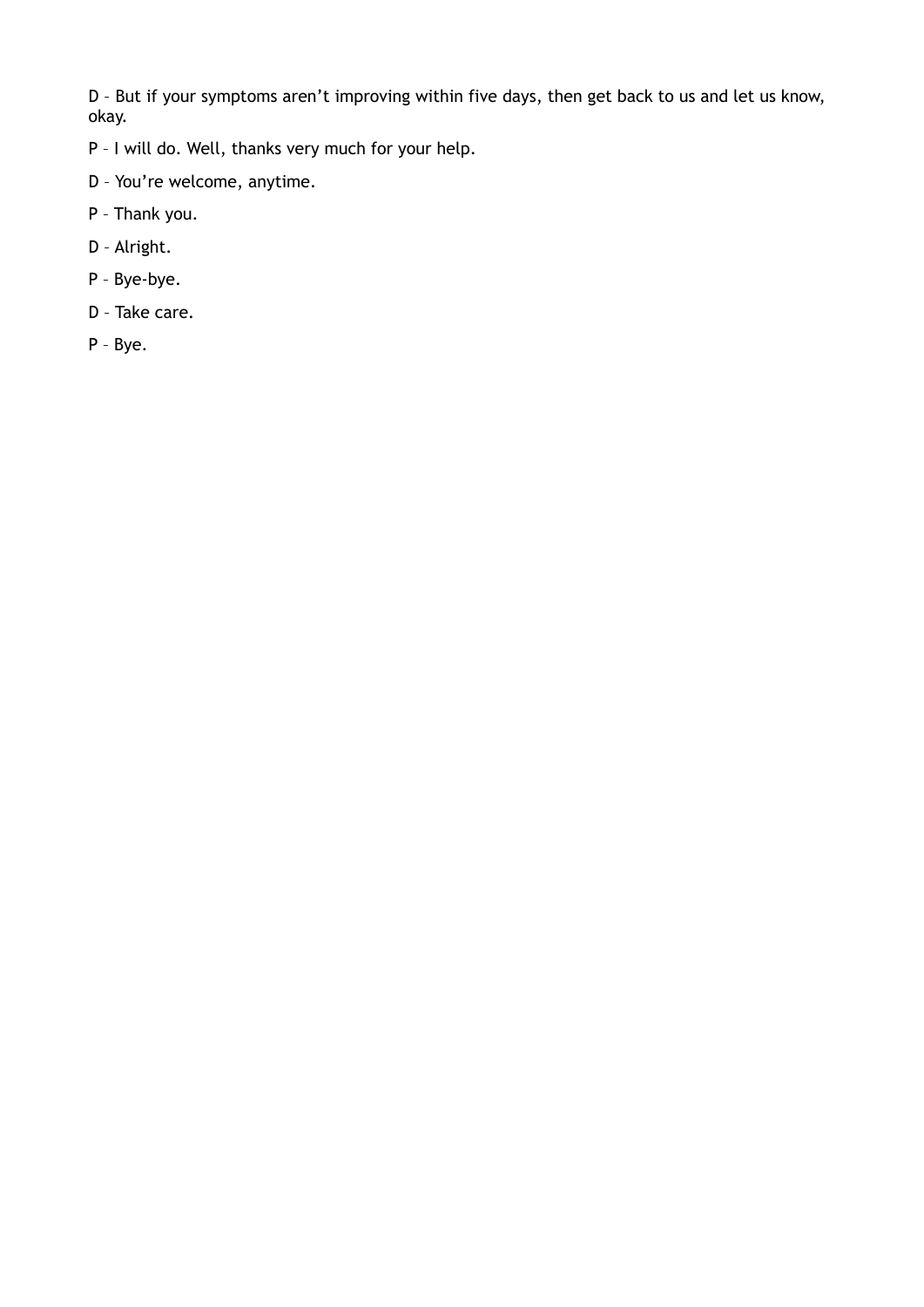D – But if your symptoms aren't improving within five days, then get back to us and let us know, okay.

P – I will do. Well, thanks very much for your help.

D – You're welcome, anytime.

P – Thank you.

D – Alright.

P – Bye-bye.

D – Take care.

P – Bye.